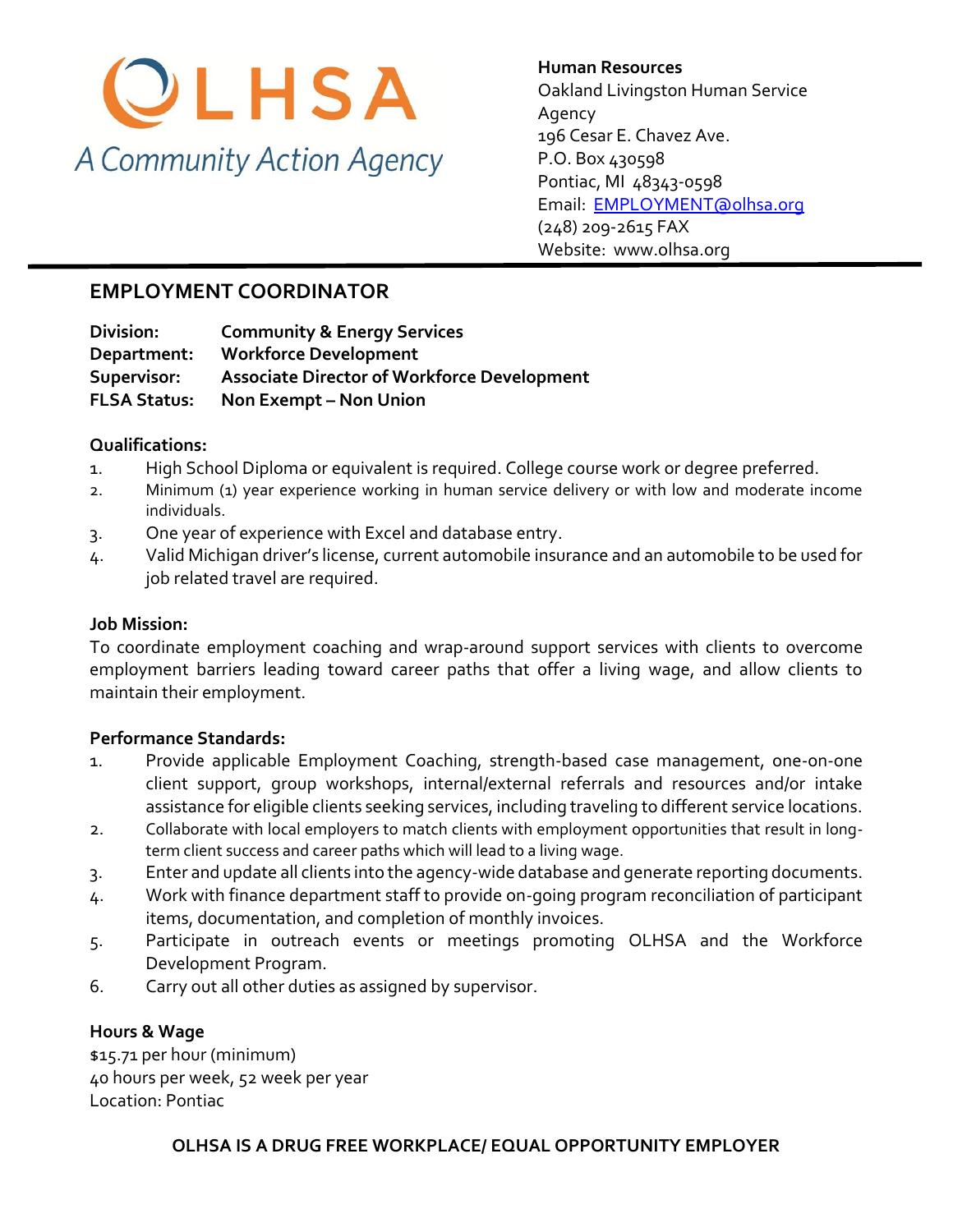**OLHSA**
*A Community Action Agency*

**Human Resources**
Oakland Livingston Human Service Agency
196 Cesar E. Chavez Ave.
P.O. Box 430598
Pontiac, MI 48343-0598
Email: EMPLOYMENT@olhsa.org
(248) 209-2615 FAX
Website: www.olhsa.org

---

## EMPLOYMENT COORDINATOR

**Division:** **Community & Energy Services**
**Department:** **Workforce Development**
**Supervisor:** **Associate Director of Workforce Development**
**FLSA Status:** **Non Exempt – Non Union**

### Qualifications:

1. High School Diploma or equivalent is required. College course work or degree preferred.
2. Minimum (1) year experience working in human service delivery or with low and moderate income individuals.
3. One year of experience with Excel and database entry.
4. Valid Michigan driver's license, current automobile insurance and an automobile to be used for job related travel are required.

### Job Mission:

To coordinate employment coaching and wrap-around support services with clients to overcome employment barriers leading toward career paths that offer a living wage, and allow clients to maintain their employment.

### Performance Standards:

1. Provide applicable Employment Coaching, strength-based case management, one-on-one client support, group workshops, internal/external referrals and resources and/or intake assistance for eligible clients seeking services, including traveling to different service locations.
2. Collaborate with local employers to match clients with employment opportunities that result in long-term client success and career paths which will lead to a living wage.
3. Enter and update all clients into the agency-wide database and generate reporting documents.
4. Work with finance department staff to provide on-going program reconciliation of participant items, documentation, and completion of monthly invoices.
5. Participate in outreach events or meetings promoting OLHSA and the Workforce Development Program.
6. Carry out all other duties as assigned by supervisor.

### Hours & Wage

$15.71 per hour (minimum)
40 hours per week, 52 week per year
Location: Pontiac

**OLHSA IS A DRUG FREE WORKPLACE/ EQUAL OPPORTUNITY EMPLOYER**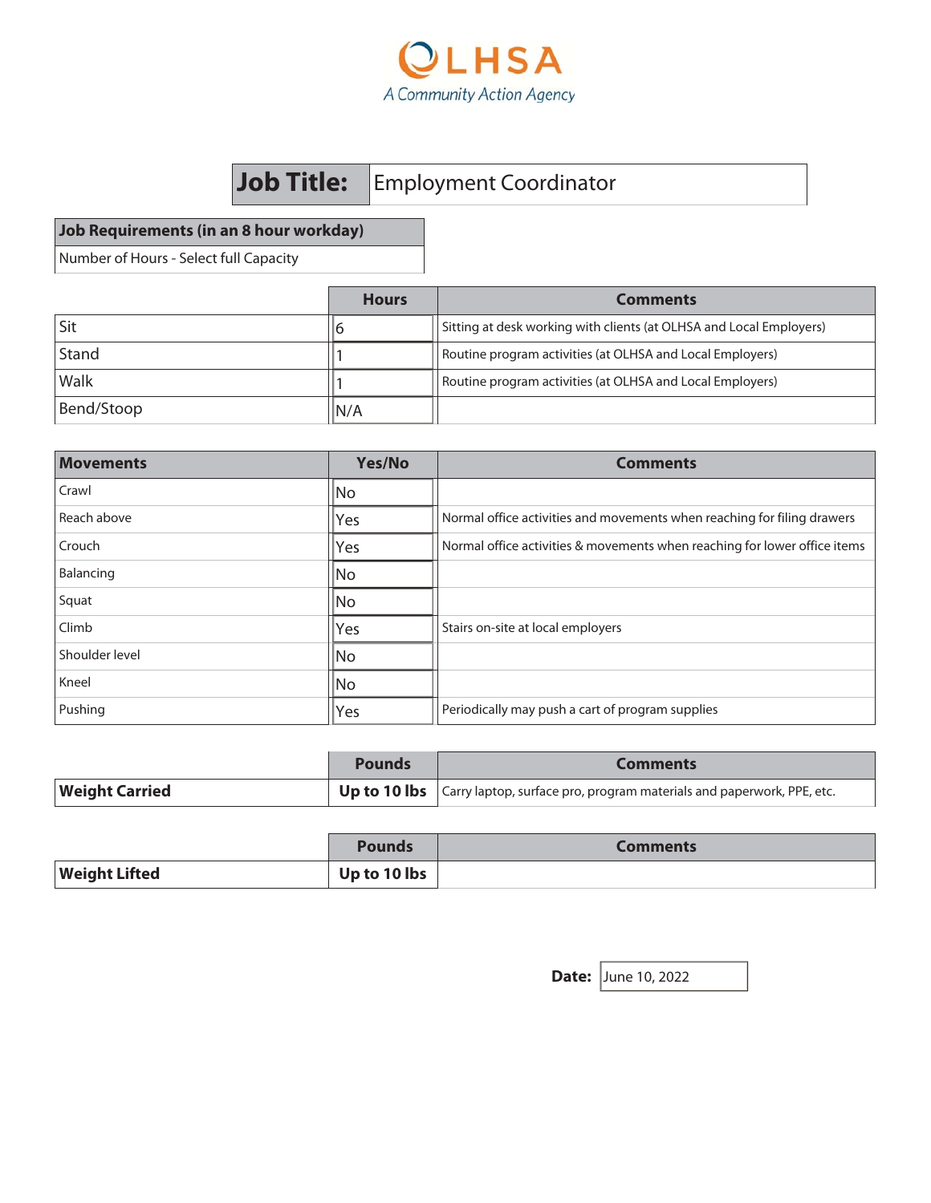OLHSA

A Community Action Agency

| **Job Title:** | Employment Coordinator |
|---|---|

| **Job Requirements (in an 8 hour workday)** |
|---|
| Number of Hours - Select full Capacity |

| | Hours | Comments |
|---|---|---|
| Sit | 6 | Sitting at desk working with clients (at OLHSA and Local Employers) |
| Stand | 1 | Routine program activities (at OLHSA and Local Employers) |
| Walk | 1 | Routine program activities (at OLHSA and Local Employers) |
| Bend/Stoop | N/A | |

| Movements | Yes/No | Comments |
|---|---|---|
| Crawl | No | |
| Reach above | Yes | Normal office activities and movements when reaching for filing drawers |
| Crouch | Yes | Normal office activities & movements when reaching for lower office items |
| Balancing | No | |
| Squat | No | |
| Climb | Yes | Stairs on-site at local employers |
| Shoulder level | No | |
| Kneel | No | |
| Pushing | Yes | Periodically may push a cart of program supplies |

| | Pounds | Comments |
|---|---|---|
| **Weight Carried** | **Up to 10 lbs** | Carry laptop, surface pro, program materials and paperwork, PPE, etc. |

| | Pounds | Comments |
|---|---|---|
| **Weight Lifted** | **Up to 10 lbs** | |

**Date:** June 10, 2022